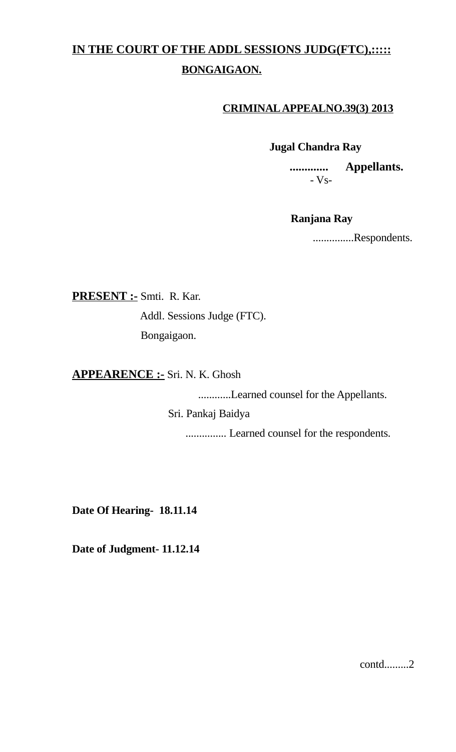**IN THE COURT OF THE ADDL SESSIONS JUDG(FTC),:::::**

**BONGAIGAON.**

**CRIMINAL APPEALNO.39(3) 2013**

**Jugal Chandra Ray**

**............. Appellants.**

- Vs-

**Ranjana Ray**

...............Respondents.

**PRESENT :-** Smti. R. Kar.

Addl. Sessions Judge (FTC).

Bongaigaon.

**APPEARENCE :-** Sri. N. K. Ghosh

............Learned counsel for the Appellants.

Sri. Pankaj Baidya

............... Learned counsel for the respondents.

**Date Of Hearing- 18.11.14**

**Date of Judgment- 11.12.14**

contd.........2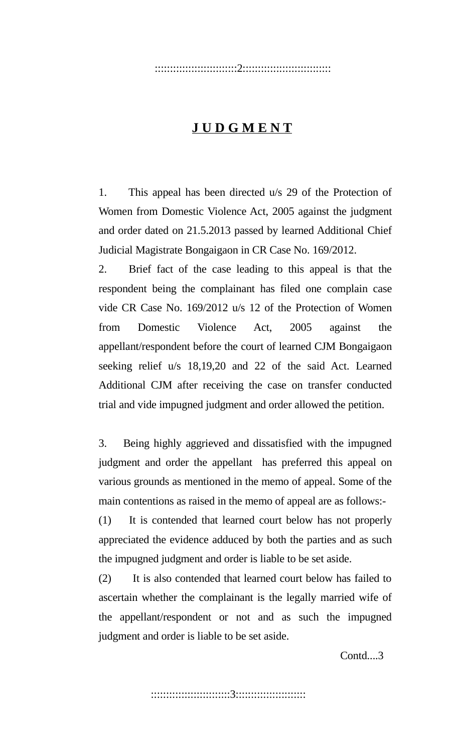# **JUDGMENT**

1. This appeal has been directed u/s 29 of the Protection of Women from Domestic Violence Act, 2005 against the judgment and order dated on 21.5.2013 passed by learned Additional Chief Judicial Magistrate Bongaigaon in CR Case No. 169/2012.

2. Brief fact of the case leading to this appeal is that the respondent being the complainant has filed one complain case vide CR Case No. 169/2012 u/s 12 of the Protection of Women from Domestic Violence Act, 2005 against the appellant/respondent before the court of learned CJM Bongaigaon seeking relief u/s 18,19,20 and 22 of the said Act. Learned Additional CJM after receiving the case on transfer conducted trial and vide impugned judgment and order allowed the petition.

3. Being highly aggrieved and dissatisfied with the impugned judgment and order the appellant has preferred this appeal on various grounds as mentioned in the memo of appeal. Some of the main contentions as raised in the memo of appeal are as follows:-

(1) It is contended that learned court below has not properly appreciated the evidence adduced by both the parties and as such the impugned judgment and order is liable to be set aside.

(2) It is also contended that learned court below has failed to ascertain whether the complainant is the legally married wife of the appellant/respondent or not and as such the impugned judgment and order is liable to be set aside.

Contd....3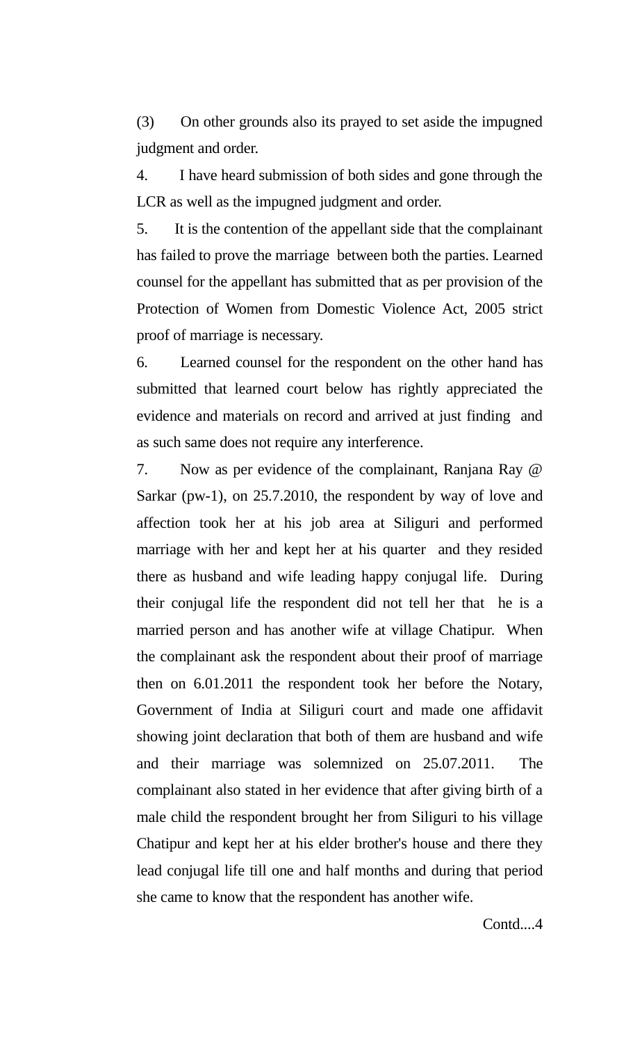(3) On other grounds also its prayed to set aside the impugned judgment and order.

4. I have heard submission of both sides and gone through the LCR as well as the impugned judgment and order.

5. It is the contention of the appellant side that the complainant has failed to prove the marriage between both the parties. Learned counsel for the appellant has submitted that as per provision of the Protection of Women from Domestic Violence Act, 2005 strict proof of marriage is necessary.

6. Learned counsel for the respondent on the other hand has submitted that learned court below has rightly appreciated the evidence and materials on record and arrived at just finding and as such same does not require any interference.

7. Now as per evidence of the complainant, Ranjana Ray @ Sarkar (pw-1), on 25.7.2010, the respondent by way of love and affection took her at his job area at Siliguri and performed marriage with her and kept her at his quarter and they resided there as husband and wife leading happy conjugal life. During their conjugal life the respondent did not tell her that he is a married person and has another wife at village Chatipur. When the complainant ask the respondent about their proof of marriage then on 6.01.2011 the respondent took her before the Notary, Government of India at Siliguri court and made one affidavit showing joint declaration that both of them are husband and wife and their marriage was solemnized on 25.07.2011. The complainant also stated in her evidence that after giving birth of a male child the respondent brought her from Siliguri to his village Chatipur and kept her at his elder brother's house and there they lead conjugal life till one and half months and during that period she came to know that the respondent has another wife.

Contd....4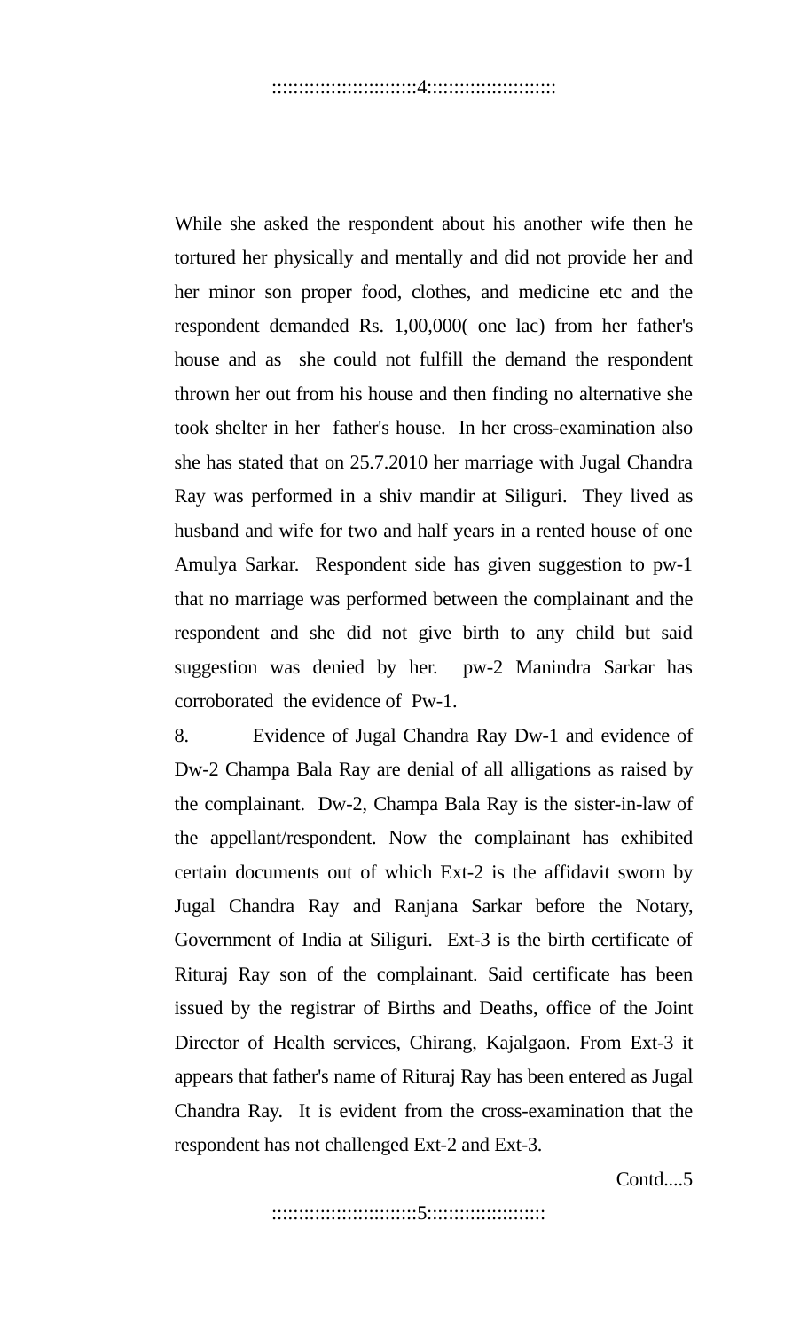While she asked the respondent about his another wife then he tortured her physically and mentally and did not provide her and her minor son proper food, clothes, and medicine etc and the respondent demanded Rs. 1,00,000( one lac) from her father's house and as she could not fulfill the demand the respondent thrown her out from his house and then finding no alternative she took shelter in her father's house. In her cross-examination also she has stated that on 25.7.2010 her marriage with Jugal Chandra Ray was performed in a shiv mandir at Siliguri. They lived as husband and wife for two and half years in a rented house of one Amulya Sarkar. Respondent side has given suggestion to pw-1 that no marriage was performed between the complainant and the respondent and she did not give birth to any child but said suggestion was denied by her. pw-2 Manindra Sarkar has corroborated the evidence of Pw-1.

8. Evidence of Jugal Chandra Ray Dw-1 and evidence of Dw-2 Champa Bala Ray are denial of all alligations as raised by the complainant. Dw-2, Champa Bala Ray is the sister-in-law of the appellant/respondent. Now the complainant has exhibited certain documents out of which Ext-2 is the affidavit sworn by Jugal Chandra Ray and Ranjana Sarkar before the Notary, Government of India at Siliguri. Ext-3 is the birth certificate of Rituraj Ray son of the complainant. Said certificate has been issued by the registrar of Births and Deaths, office of the Joint Director of Health services, Chirang, Kajalgaon. From Ext-3 it appears that father's name of Rituraj Ray has been entered as Jugal Chandra Ray. It is evident from the cross-examination that the respondent has not challenged Ext-2 and Ext-3.

Contd....5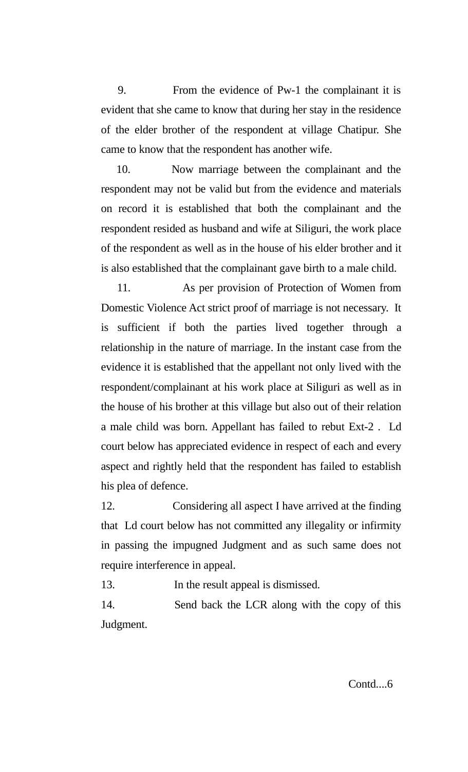9. From the evidence of Pw-1 the complainant it is evident that she came to know that during her stay in the residence of the elder brother of the respondent at village Chatipur. She came to know that the respondent has another wife.

10. Now marriage between the complainant and the respondent may not be valid but from the evidence and materials on record it is established that both the complainant and the respondent resided as husband and wife at Siliguri, the work place of the respondent as well as in the house of his elder brother and it is also established that the complainant gave birth to a male child.

11. As per provision of Protection of Women from Domestic Violence Act strict proof of marriage is not necessary. It is sufficient if both the parties lived together through a relationship in the nature of marriage. In the instant case from the evidence it is established that the appellant not only lived with the respondent/complainant at his work place at Siliguri as well as in the house of his brother at this village but also out of their relation a male child was born. Appellant has failed to rebut Ext-2 . Ld court below has appreciated evidence in respect of each and every aspect and rightly held that the respondent has failed to establish his plea of defence.

12. Considering all aspect I have arrived at the finding that Ld court below has not committed any illegality or infirmity in passing the impugned Judgment and as such same does not require interference in appeal.

13. In the result appeal is dismissed.

14. Send back the LCR along with the copy of this Judgment.

Contd....6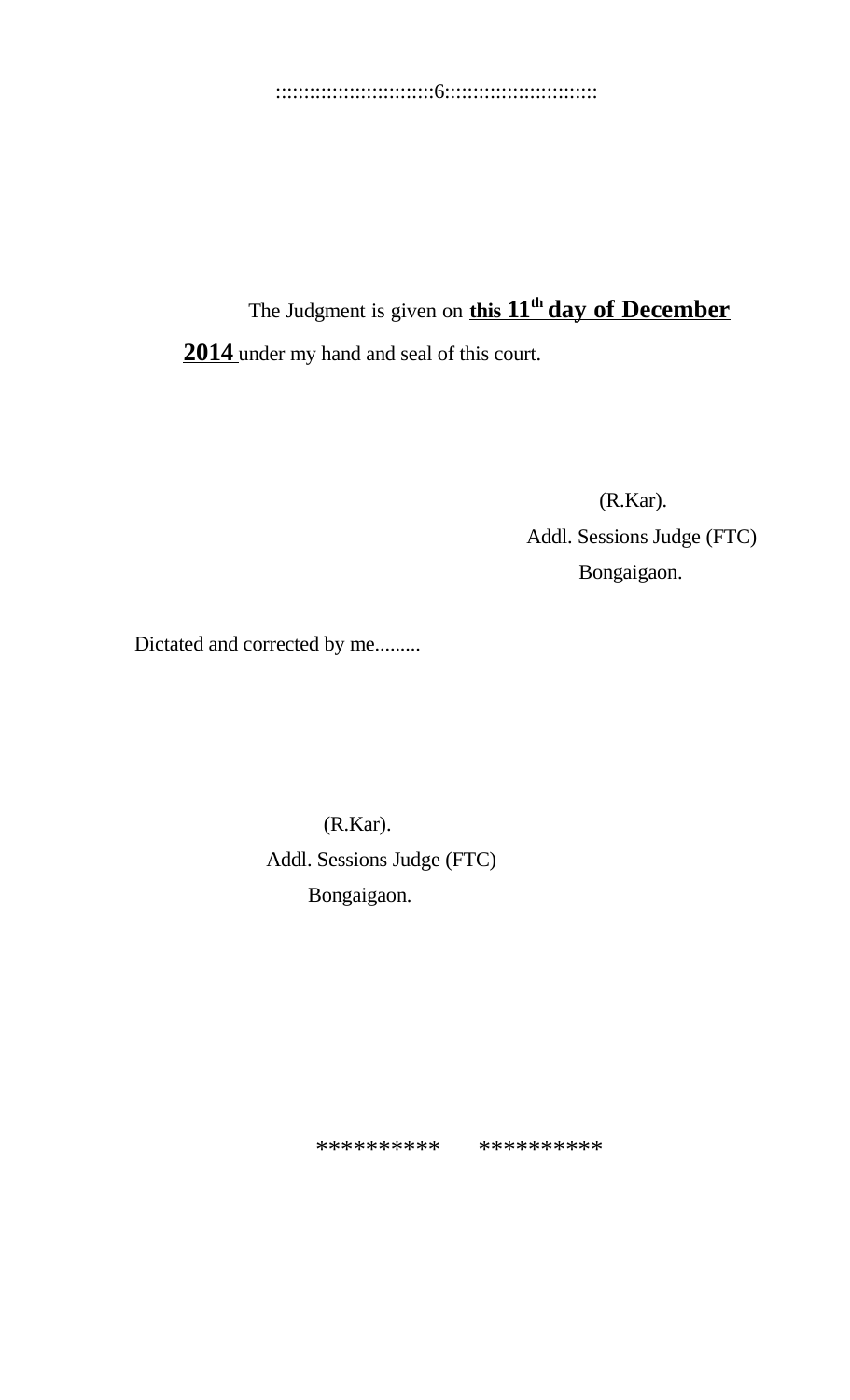The Judgment is given on **this 11th day of December 2014** under my hand and seal of this court.

(R.Kar).
Addl. Sessions Judge (FTC)
Bongaigaon.

Dictated and corrected by me.........

(R.Kar).
Addl. Sessions Judge (FTC)
Bongaigaon.

********** **********